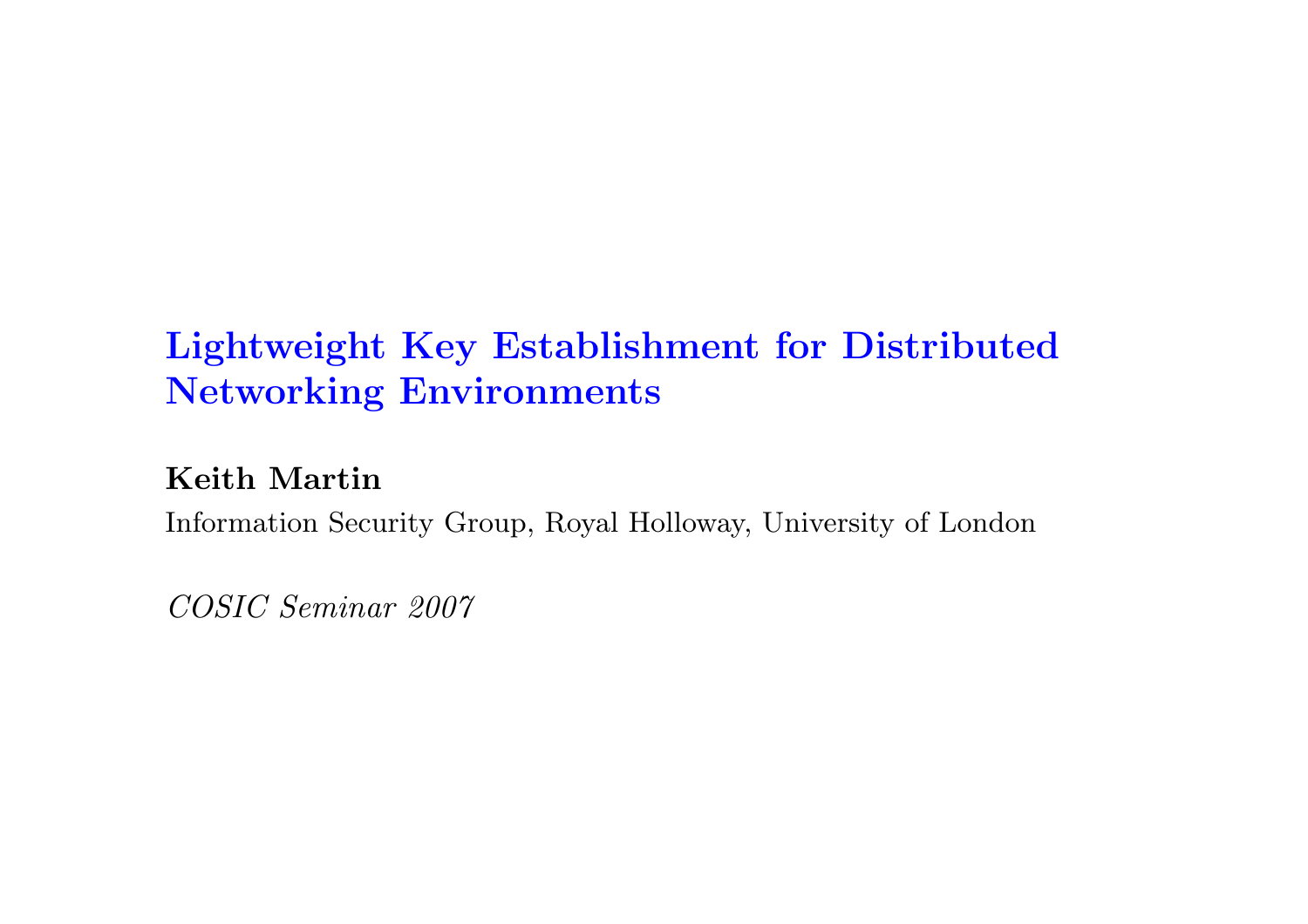# Lightweight Key Establishment for Distributed Networking Environments

**Keith Martin**

Information Security Group, Royal Holloway, University of London

*COSIC Seminar 2007*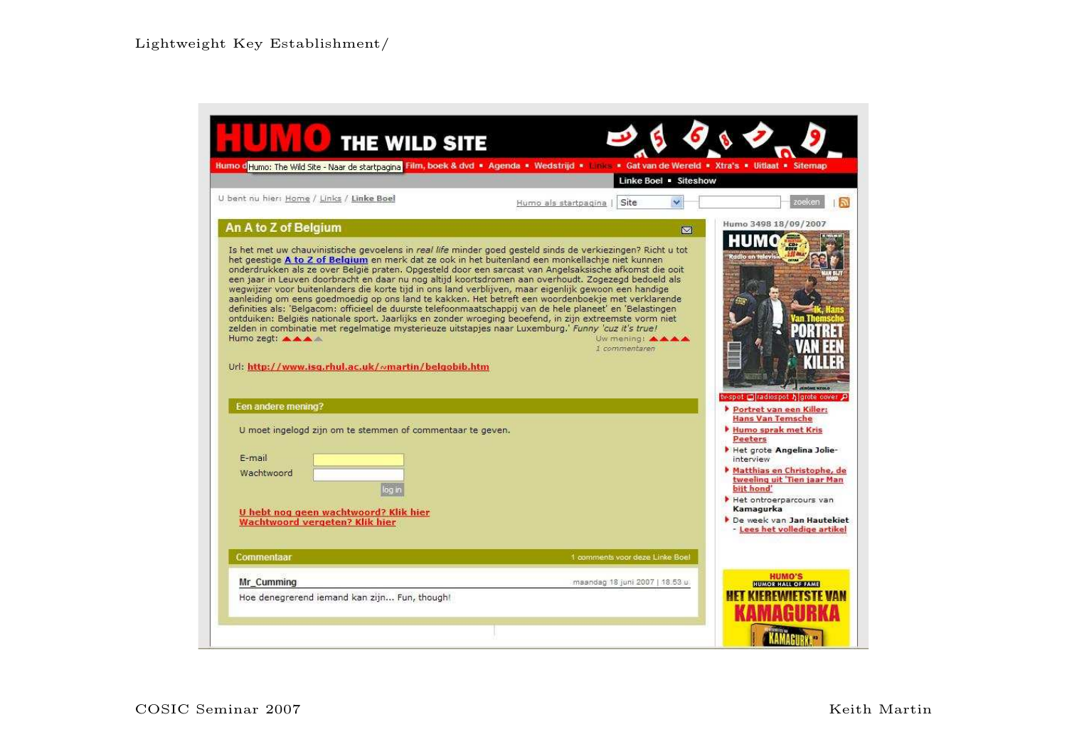HUMO THE WILD SITE

Humo d Humo: The Wild Site - Naar de startpagina Film, boek & dvd • Agenda • Wedstrijd • Links • Gat van de Wereld • Xtra's • Uitlaat • Sitemap

Linke Boel • Siteshow

U bent nu hier: Home / Links / Linke Boel

Humo als startpagina | Site | zoeken

## An A to Z of Belgium

Is het met uw chauvinistische gevoelens in *real life* minder goed gesteld sinds de verkiezingen? Richt u tot het geestige **A to Z of Belgium** en merk dat ze ook in het buitenland een monkellachje niet kunnen onderdrukken als ze over België praten. Opgesteld door een sarcast van Angelsaksische afkomst die ooit een jaar in Leuven doorbracht en daar nu nog altijd koortsdromen aan overhoudt. Zogezegd bedoeld als wegwijzer voor buitenlanders die korte tijd in ons land verblijven, maar eigenlijk gewoon een handige aanleiding om eens goedmoedig op ons land te kakken. Het betreft een woordenboekje met verklarende definities als: 'Belgacom: officieel de duurste telefoonmaatschappij van de hele planeet' en 'Belastingen ontduiken: Belgiës nationale sport. Jaarlijks en zonder wroeging beoefend, in zijn extreemste vorm niet zelden in combinatie met regelmatige mysterieuze uitstapjes naar Luxemburg.' *Funny 'cuz it's true!*

Humo zegt: ▲▲▲

Uw mening: ▲▲▲▲

1 commentaren

Url: **http://www.isg.rhul.ac.uk/~martin/belgobib.htm**

### Een andere mening?

U moet ingelogd zijn om te stemmen of commentaar te geven.

E-mail

Wachtwoord

log in

**U hebt nog geen wachtwoord? Klik hier**

**Wachtwoord vergeten? Klik hier**

### Commentaar

1 comments voor deze Linke Boel

**Mr_Cumming** — maandag 18 juni 2007 | 18:53 u

Hoe denegrerend iemand kan zijn... Fun, though!

Humo 3498 18/09/2007

- **Portret van een Killer: Hans Van Temsche**
- **Humo sprak met Kris Peeters**
- Het grote **Angelina Jolie**-interview
- **Matthias en Christophe, de tweeling uit 'Tien jaar Man bijt hond'**
- Het ontroerparcours van **Kamagurka**
- De week van **Jan Hautekiet** - **Lees het volledige artikel**

HUMO'S HUMOR HALL OF FAME — HET KIEREWIETSTE VAN KAMAGURKA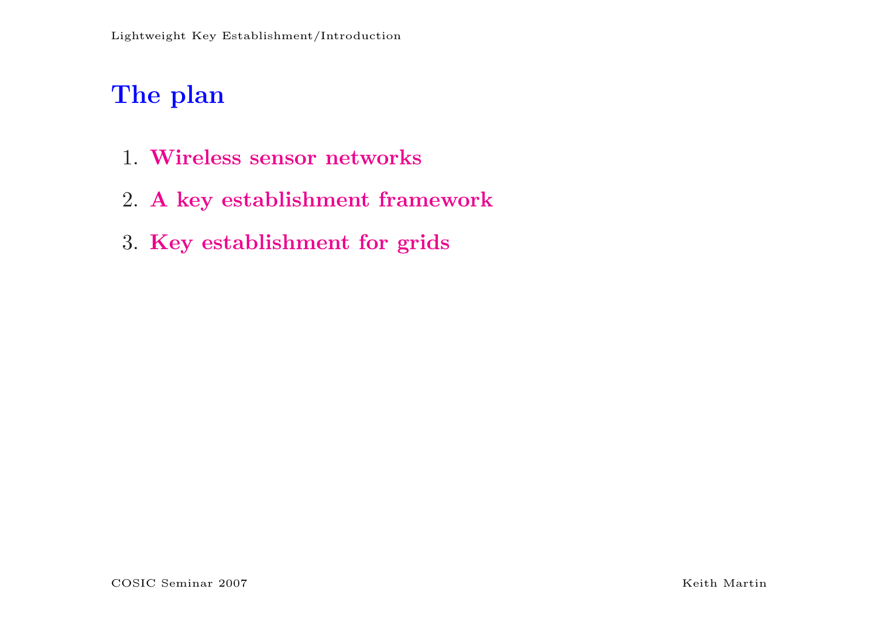# The plan

1. **Wireless sensor networks**
2. **A key establishment framework**
3. **Key establishment for grids**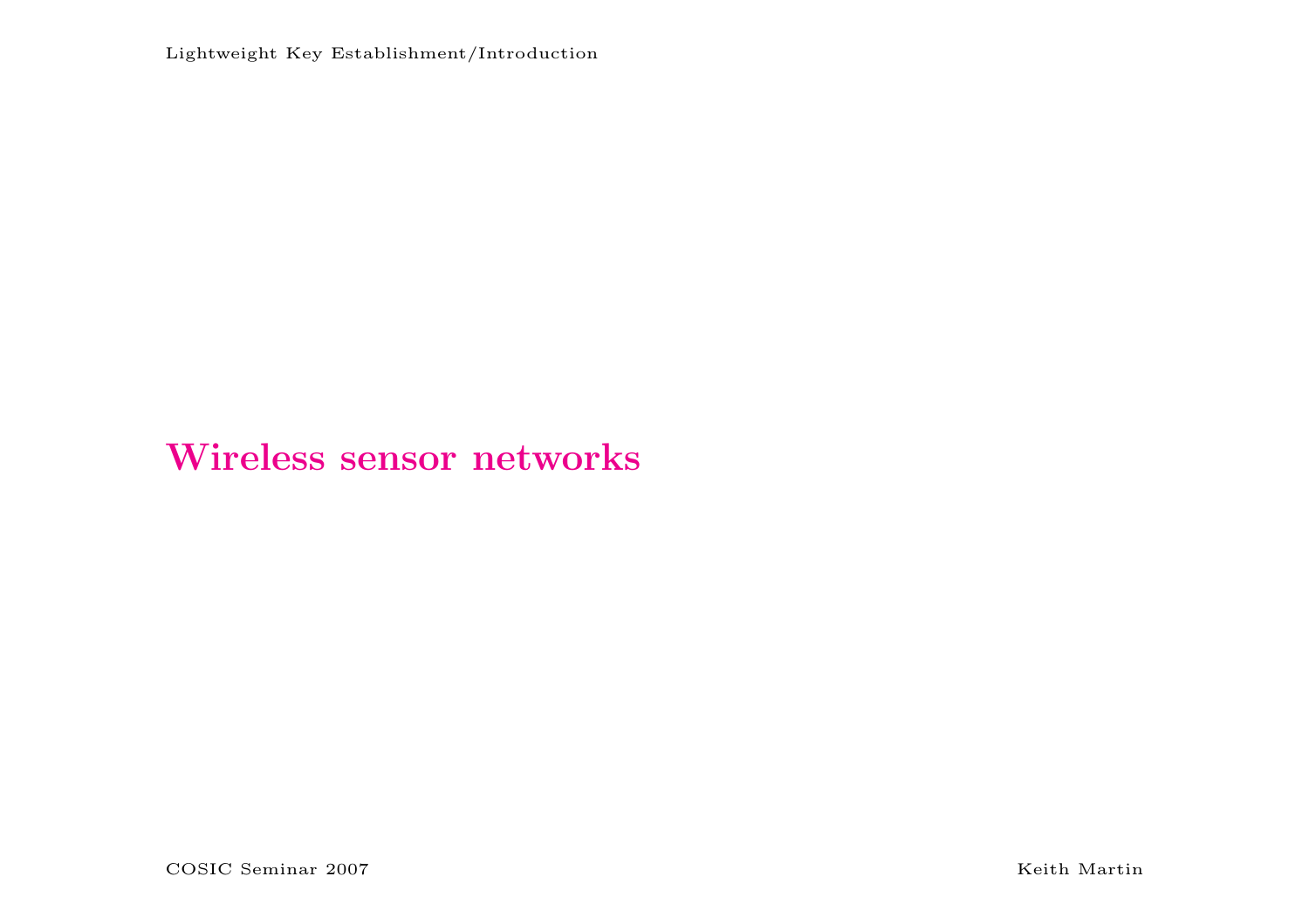# Wireless sensor networks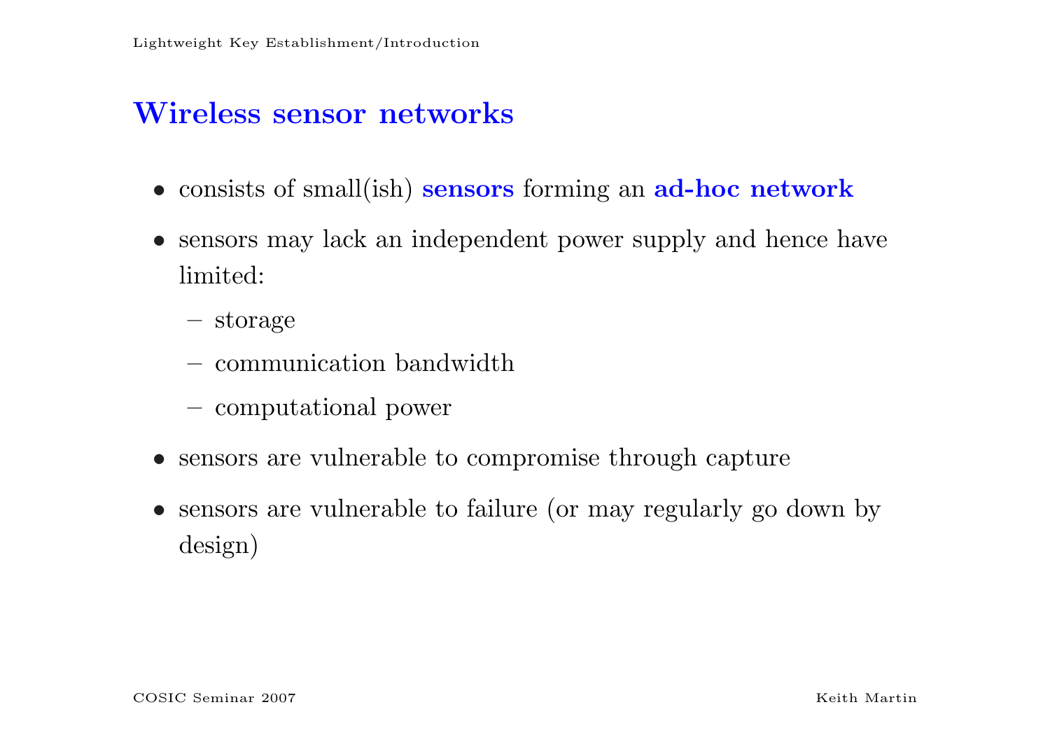## Wireless sensor networks

- consists of small(ish) **sensors** forming an **ad-hoc network**
- sensors may lack an independent power supply and hence have limited:
  - storage
  - communication bandwidth
  - computational power
- sensors are vulnerable to compromise through capture
- sensors are vulnerable to failure (or may regularly go down by design)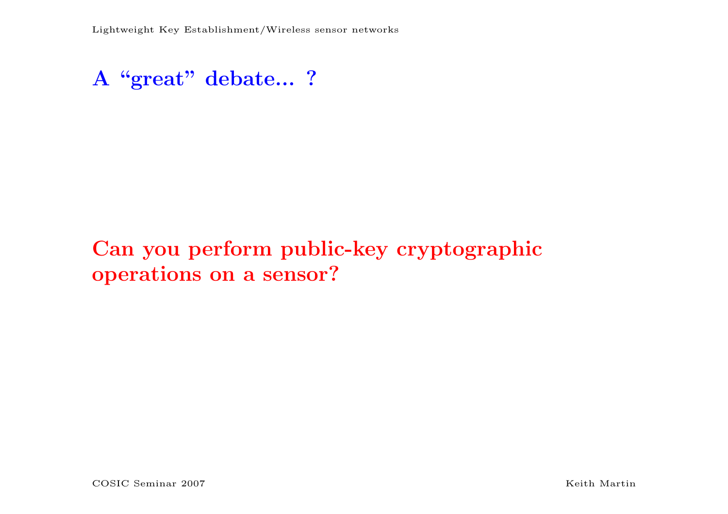## A “great” debate... ?

**Can you perform public-key cryptographic operations on a sensor?**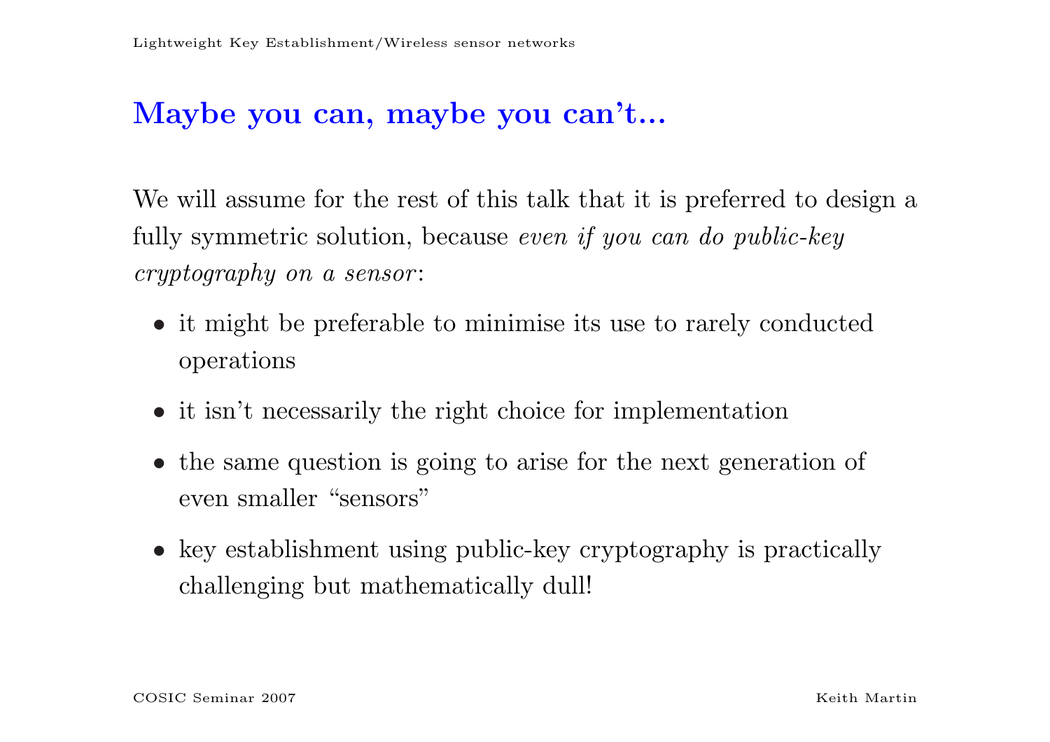## Maybe you can, maybe you can't...

We will assume for the rest of this talk that it is preferred to design a fully symmetric solution, because *even if you can do public-key cryptography on a sensor*:

- it might be preferable to minimise its use to rarely conducted operations
- it isn't necessarily the right choice for implementation
- the same question is going to arise for the next generation of even smaller "sensors"
- key establishment using public-key cryptography is practically challenging but mathematically dull!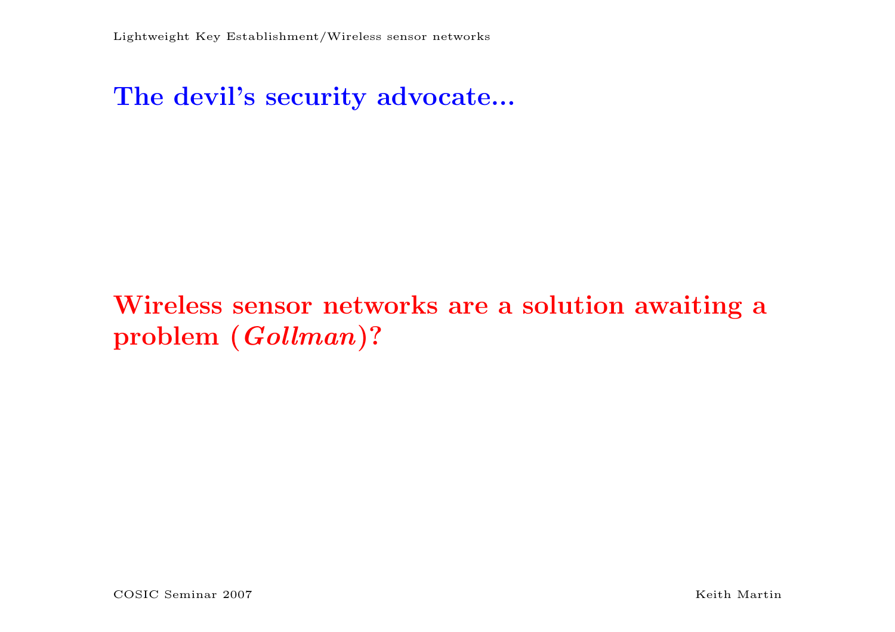## The devil's security advocate...

**Wireless sensor networks are a solution awaiting a problem (*Gollman*)?**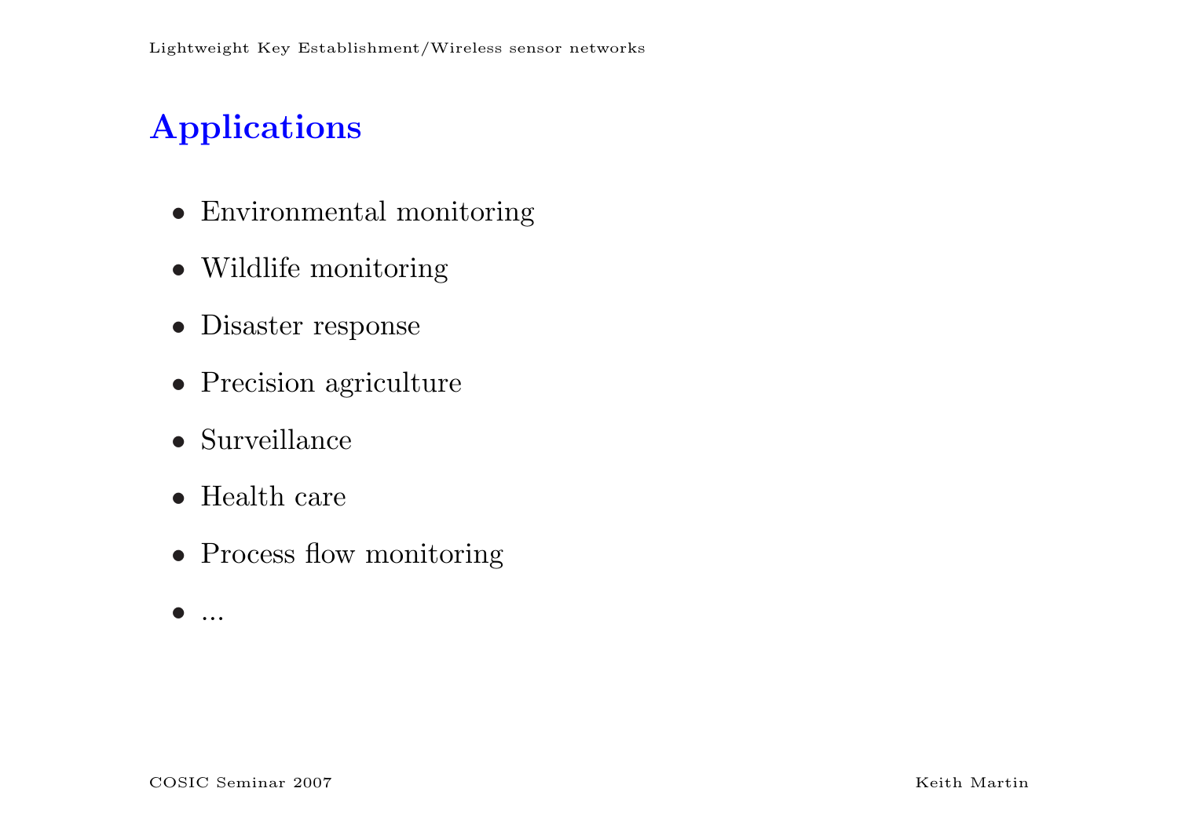## Applications

- Environmental monitoring
- Wildlife monitoring
- Disaster response
- Precision agriculture
- Surveillance
- Health care
- Process flow monitoring
- ...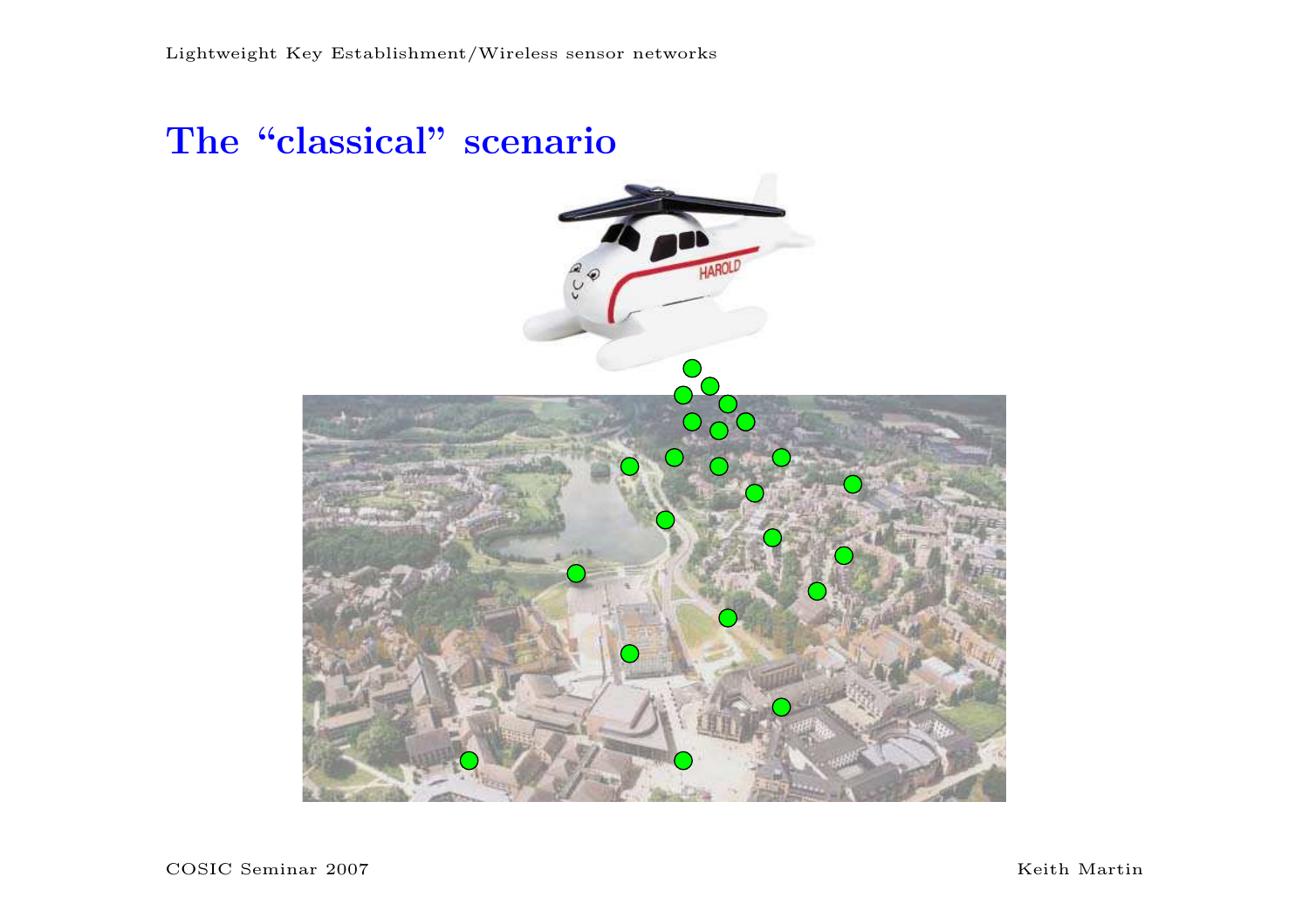# The "classical" scenario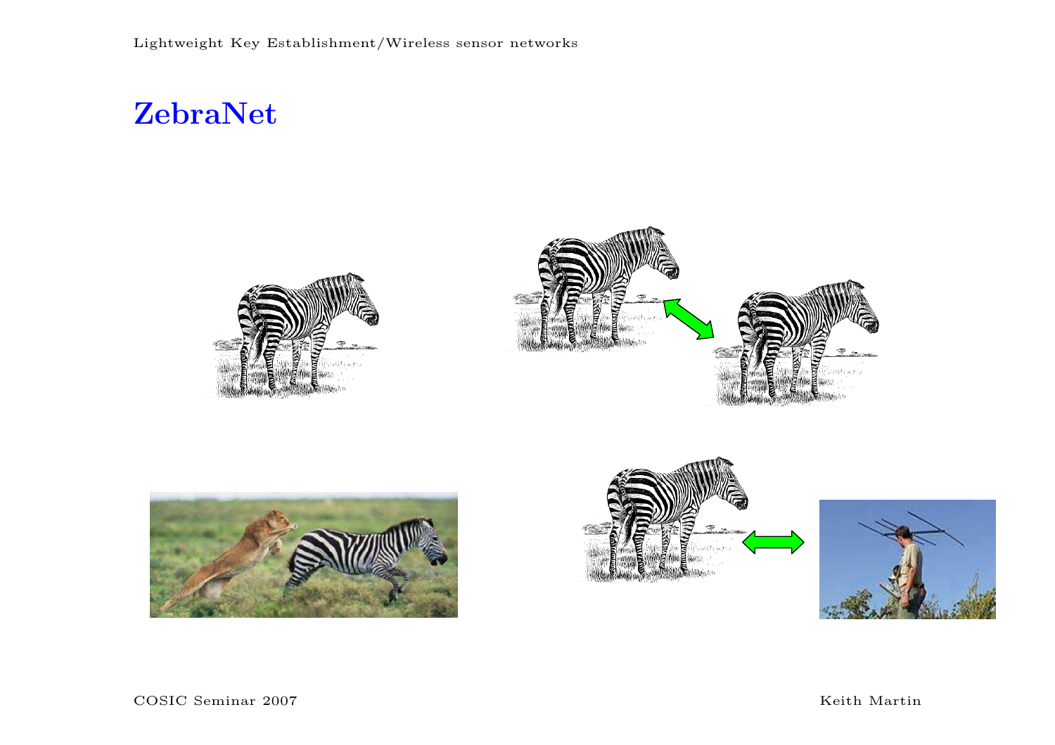# ZebraNet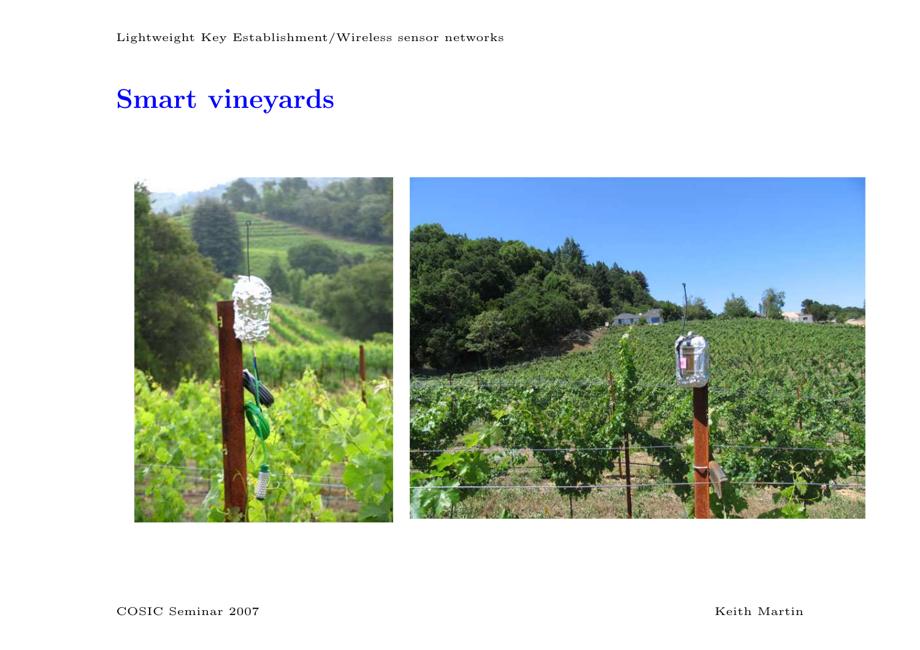# Smart vineyards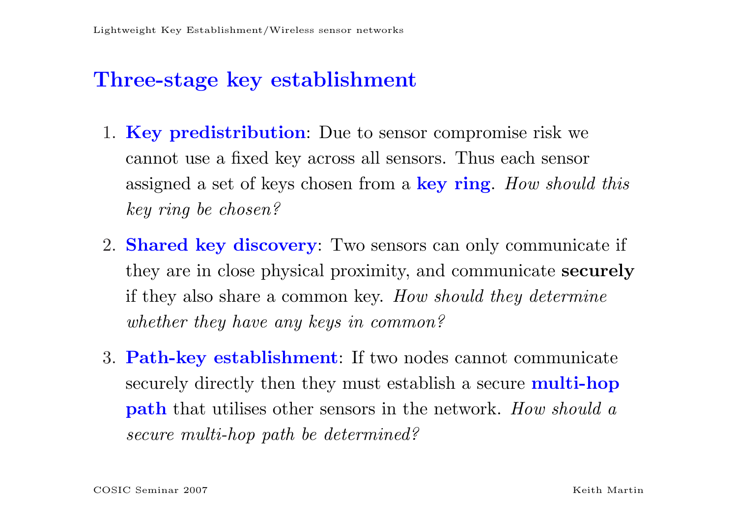## Three-stage key establishment

1. **Key predistribution**: Due to sensor compromise risk we cannot use a fixed key across all sensors. Thus each sensor assigned a set of keys chosen from a **key ring**. *How should this key ring be chosen?*

2. **Shared key discovery**: Two sensors can only communicate if they are in close physical proximity, and communicate **securely** if they also share a common key. *How should they determine whether they have any keys in common?*

3. **Path-key establishment**: If two nodes cannot communicate securely directly then they must establish a secure **multi-hop path** that utilises other sensors in the network. *How should a secure multi-hop path be determined?*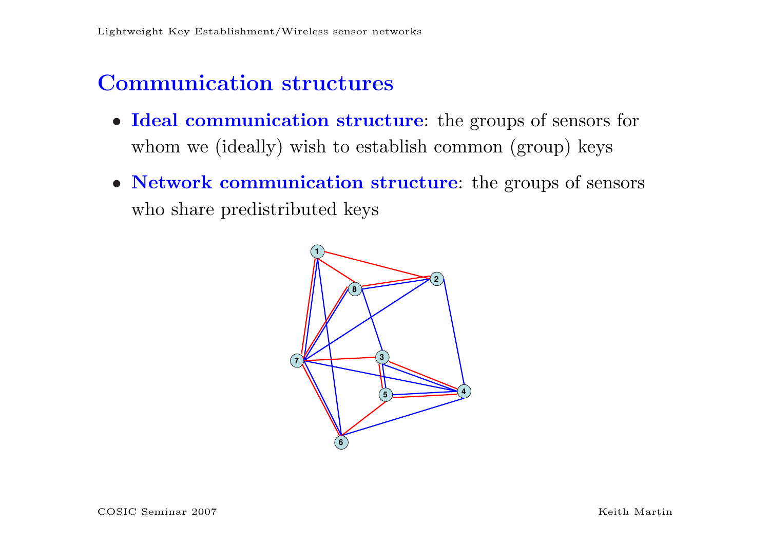# Communication structures

- **Ideal communication structure**: the groups of sensors for whom we (ideally) wish to establish common (group) keys
- **Network communication structure**: the groups of sensors who share predistributed keys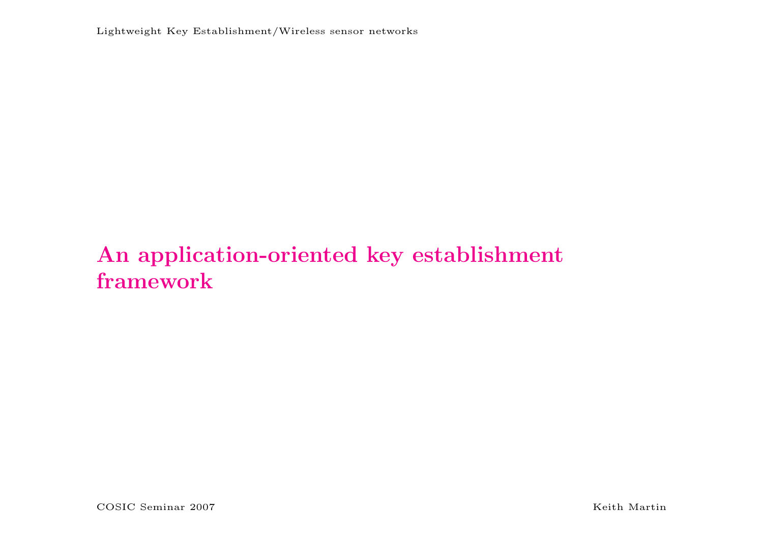# An application-oriented key establishment framework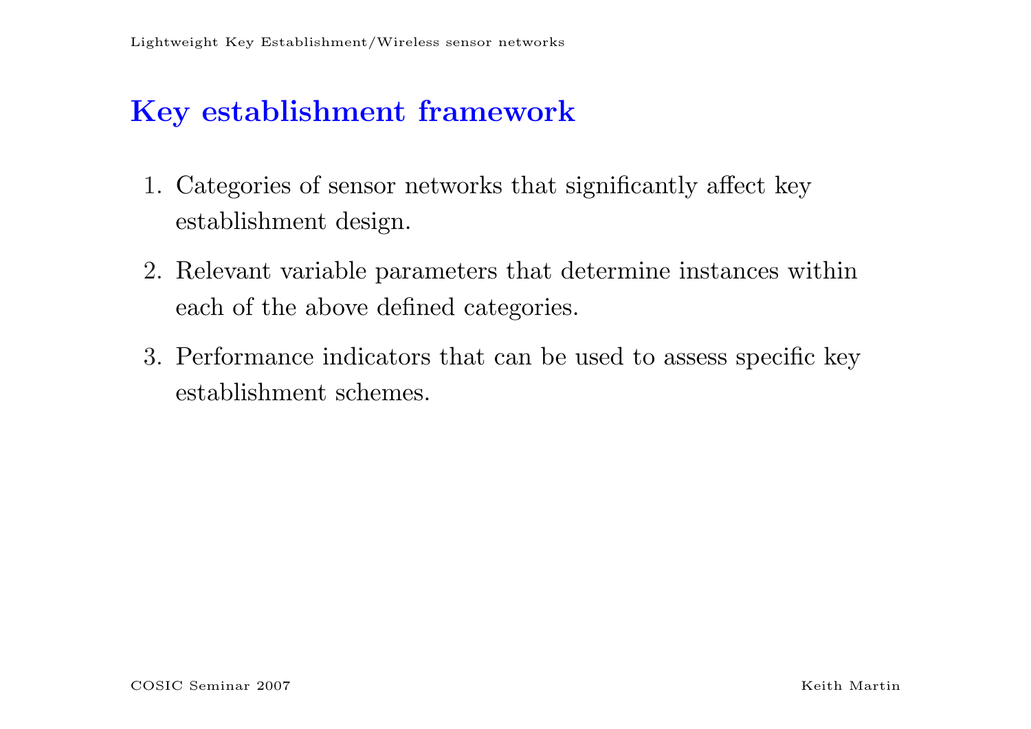## Key establishment framework

1. Categories of sensor networks that significantly affect key establishment design.
2. Relevant variable parameters that determine instances within each of the above defined categories.
3. Performance indicators that can be used to assess specific key establishment schemes.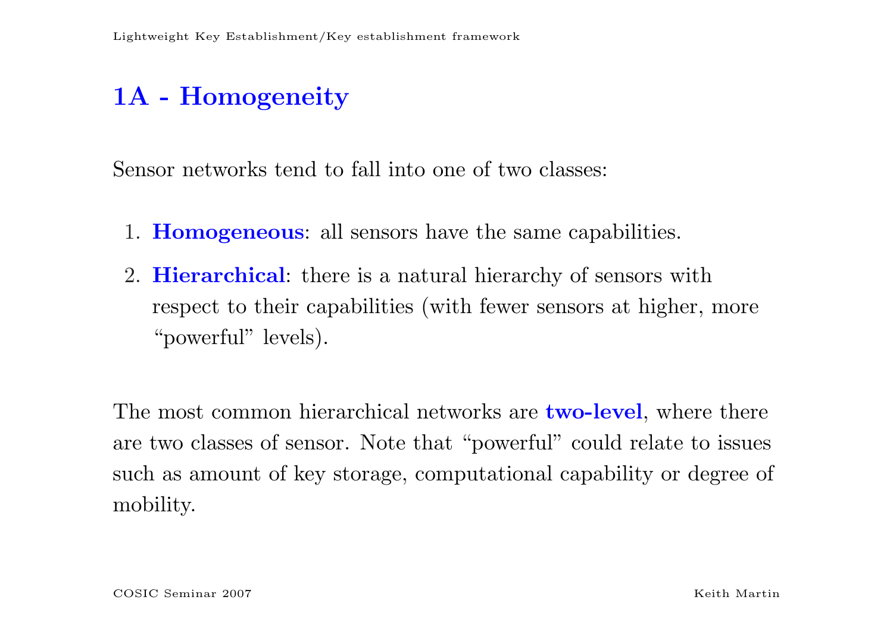# 1A - Homogeneity

Sensor networks tend to fall into one of two classes:

1. **Homogeneous**: all sensors have the same capabilities.
2. **Hierarchical**: there is a natural hierarchy of sensors with respect to their capabilities (with fewer sensors at higher, more "powerful" levels).

The most common hierarchical networks are **two-level**, where there are two classes of sensor. Note that "powerful" could relate to issues such as amount of key storage, computational capability or degree of mobility.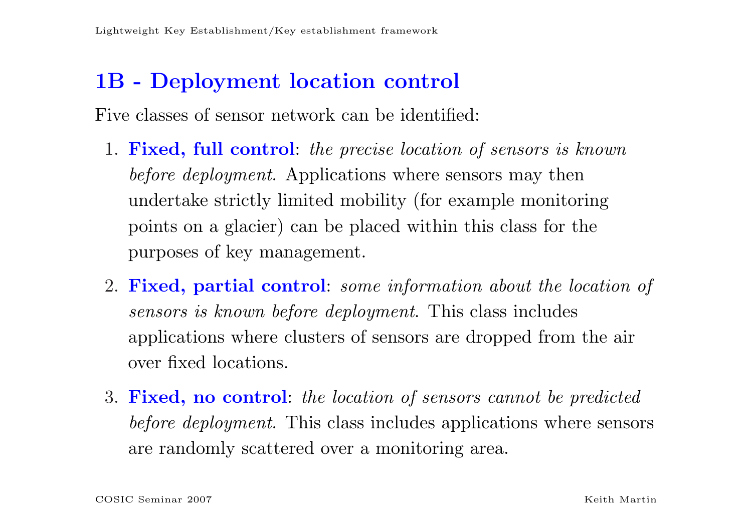## 1B - Deployment location control

Five classes of sensor network can be identified:

1. **Fixed, full control**: *the precise location of sensors is known before deployment*. Applications where sensors may then undertake strictly limited mobility (for example monitoring points on a glacier) can be placed within this class for the purposes of key management.

2. **Fixed, partial control**: *some information about the location of sensors is known before deployment*. This class includes applications where clusters of sensors are dropped from the air over fixed locations.

3. **Fixed, no control**: *the location of sensors cannot be predicted before deployment*. This class includes applications where sensors are randomly scattered over a monitoring area.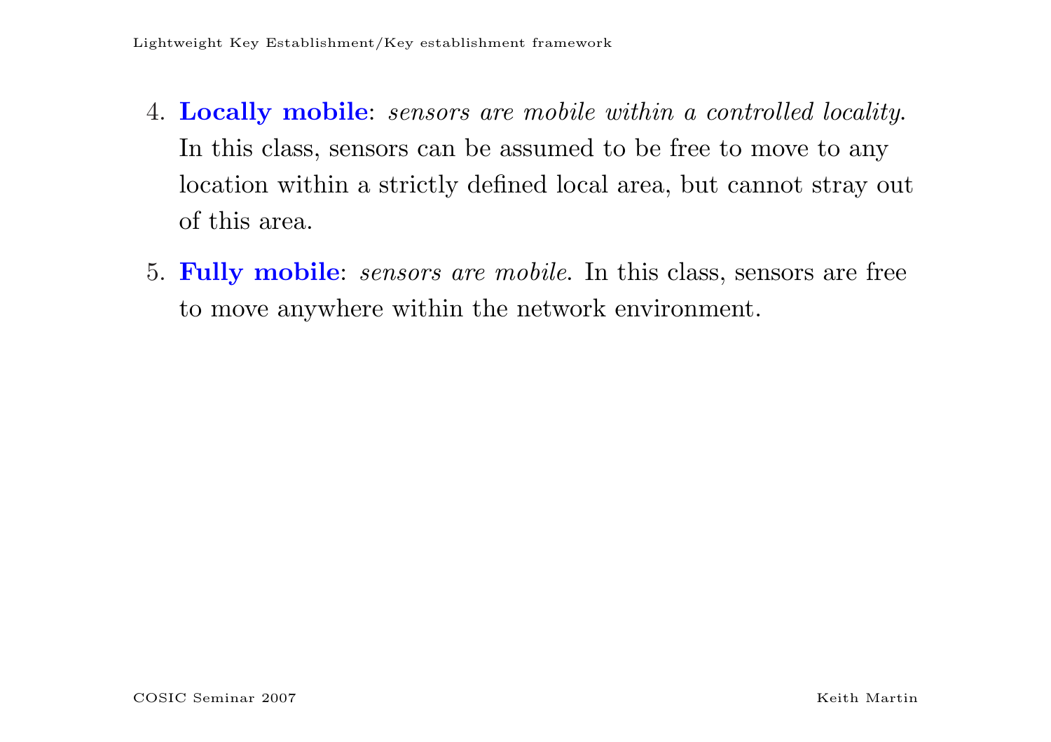4. **Locally mobile**: *sensors are mobile within a controlled locality.* In this class, sensors can be assumed to be free to move to any location within a strictly defined local area, but cannot stray out of this area.

5. **Fully mobile**: *sensors are mobile.* In this class, sensors are free to move anywhere within the network environment.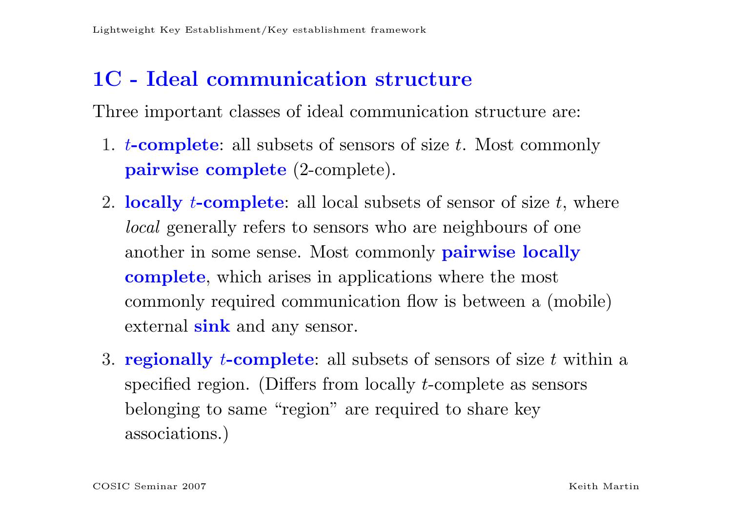## 1C - Ideal communication structure

Three important classes of ideal communication structure are:

1. **$t$-complete**: all subsets of sensors of size $t$. Most commonly **pairwise complete** (2-complete).
2. **locally $t$-complete**: all local subsets of sensor of size $t$, where *local* generally refers to sensors who are neighbours of one another in some sense. Most commonly **pairwise locally complete**, which arises in applications where the most commonly required communication flow is between a (mobile) external **sink** and any sensor.
3. **regionally $t$-complete**: all subsets of sensors of size $t$ within a specified region. (Differs from locally $t$-complete as sensors belonging to same "region" are required to share key associations.)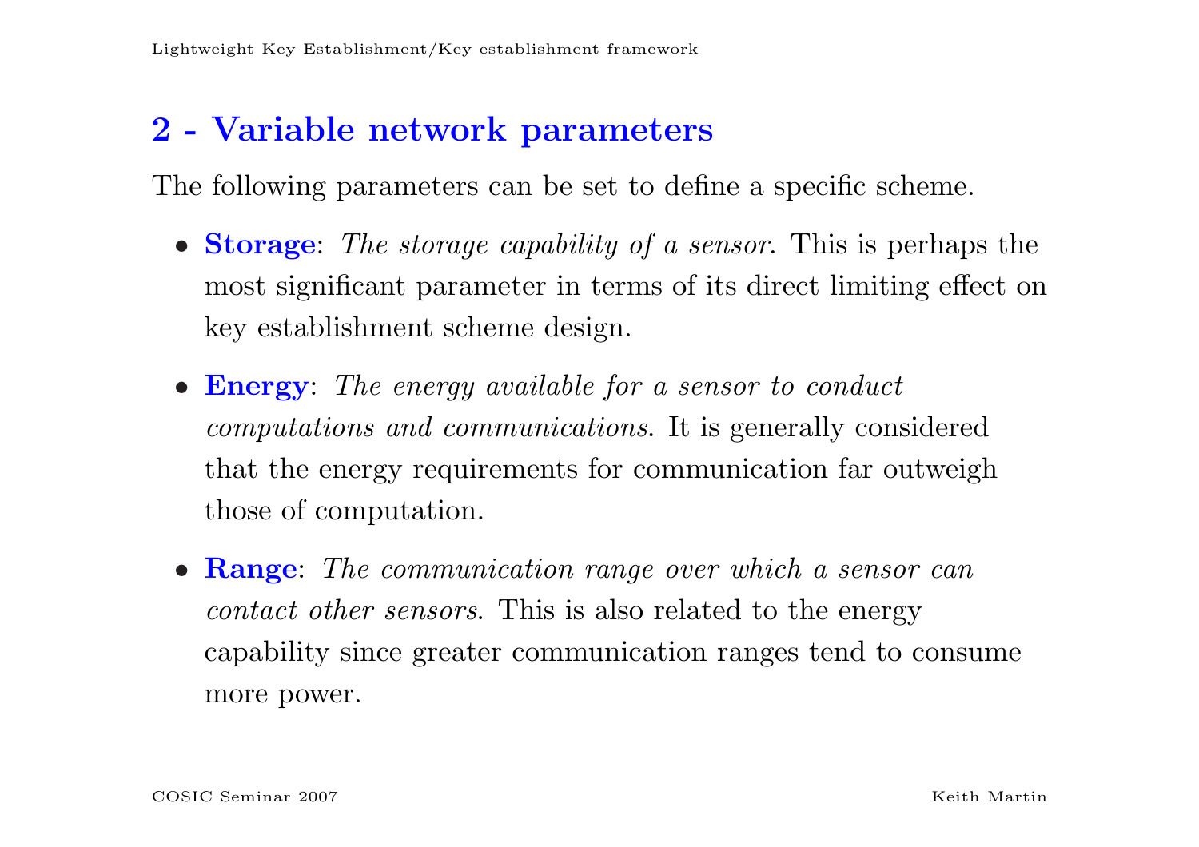## 2 - Variable network parameters

The following parameters can be set to define a specific scheme.

- **Storage**: *The storage capability of a sensor.* This is perhaps the most significant parameter in terms of its direct limiting effect on key establishment scheme design.
- **Energy**: *The energy available for a sensor to conduct computations and communications.* It is generally considered that the energy requirements for communication far outweigh those of computation.
- **Range**: *The communication range over which a sensor can contact other sensors.* This is also related to the energy capability since greater communication ranges tend to consume more power.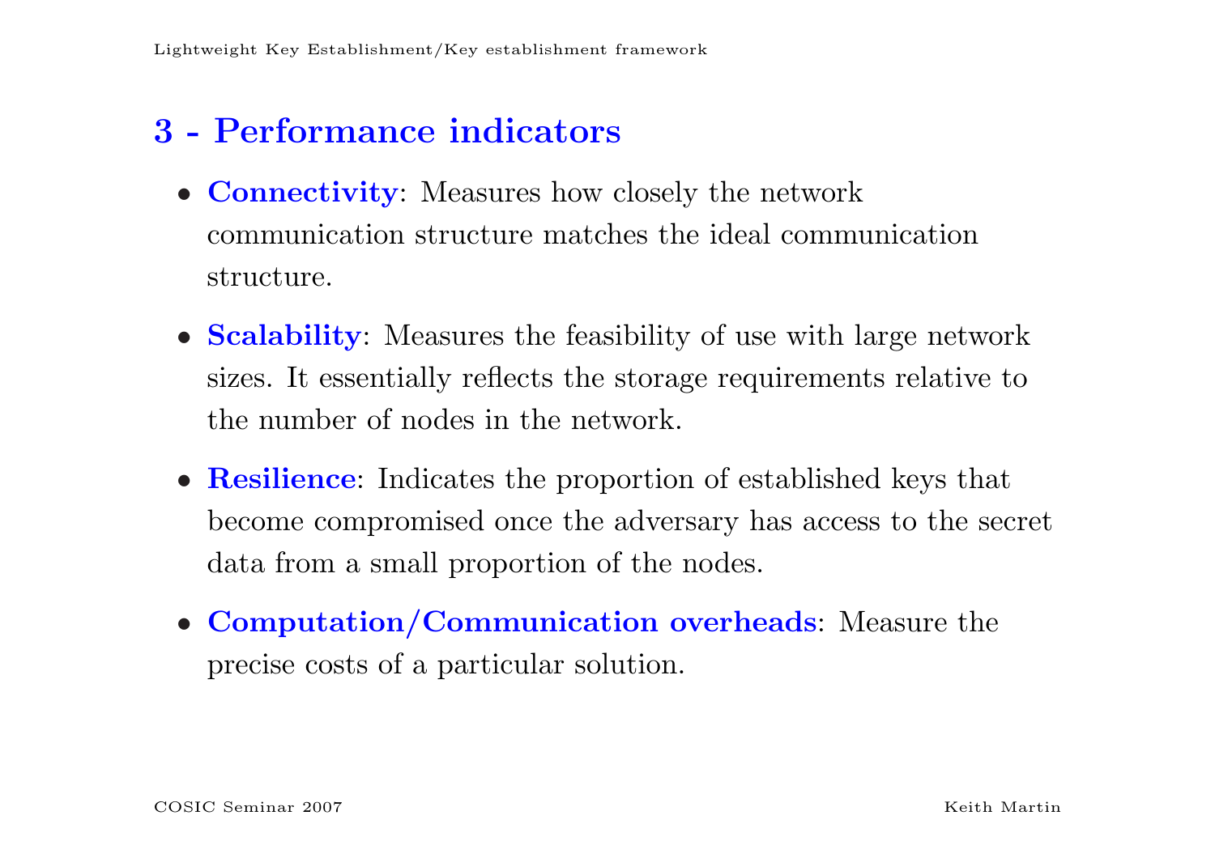# 3 - Performance indicators

- **Connectivity**: Measures how closely the network communication structure matches the ideal communication structure.
- **Scalability**: Measures the feasibility of use with large network sizes. It essentially reflects the storage requirements relative to the number of nodes in the network.
- **Resilience**: Indicates the proportion of established keys that become compromised once the adversary has access to the secret data from a small proportion of the nodes.
- **Computation/Communication overheads**: Measure the precise costs of a particular solution.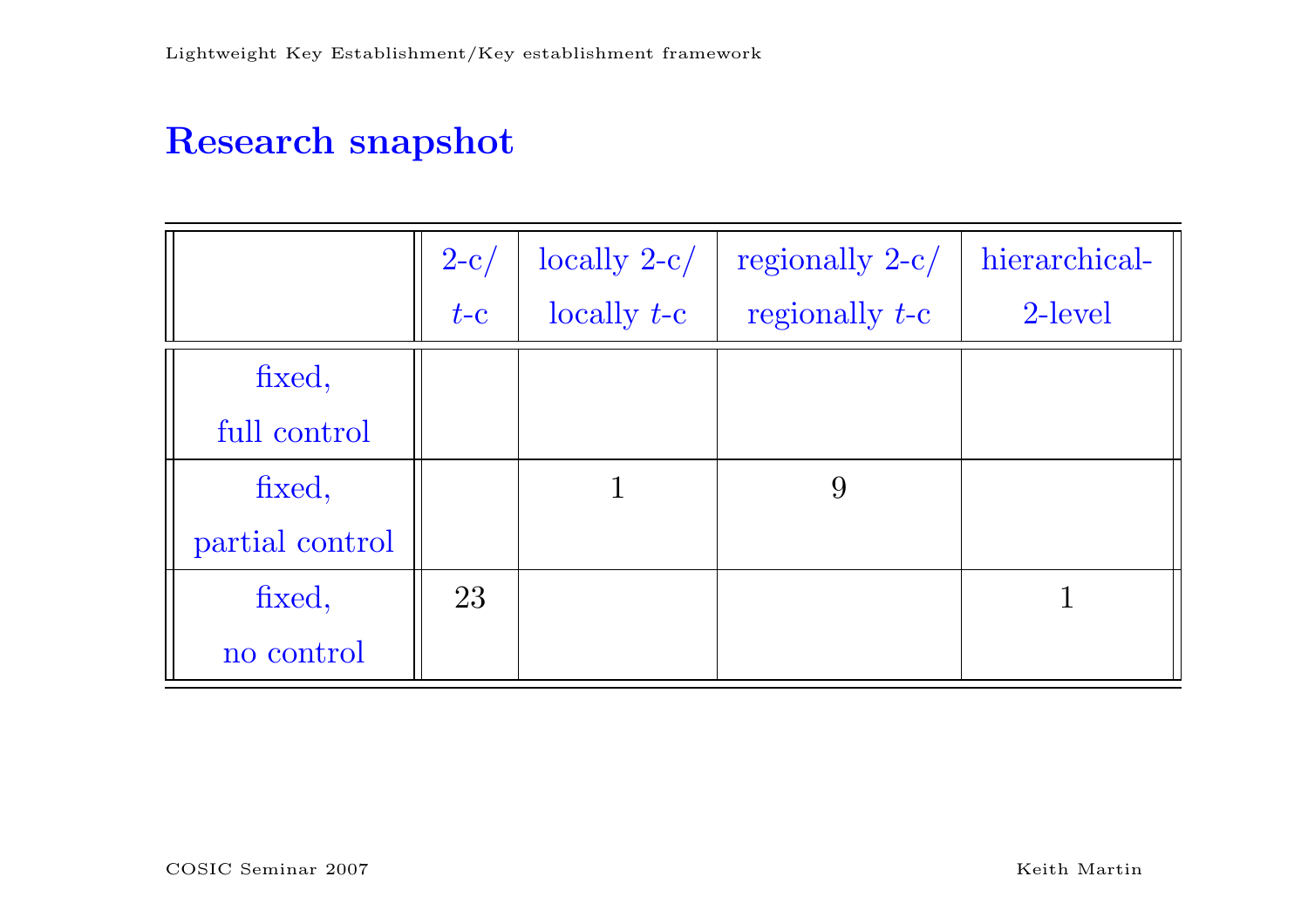# Research snapshot

| | 2-c/ $t$-c | locally 2-c/ locally $t$-c | regionally 2-c/ regionally $t$-c | hierarchical-2-level |
|---|---|---|---|---|
| fixed, full control | | | | |
| fixed, partial control | | 1 | 9 | |
| fixed, no control | 23 | | | 1 |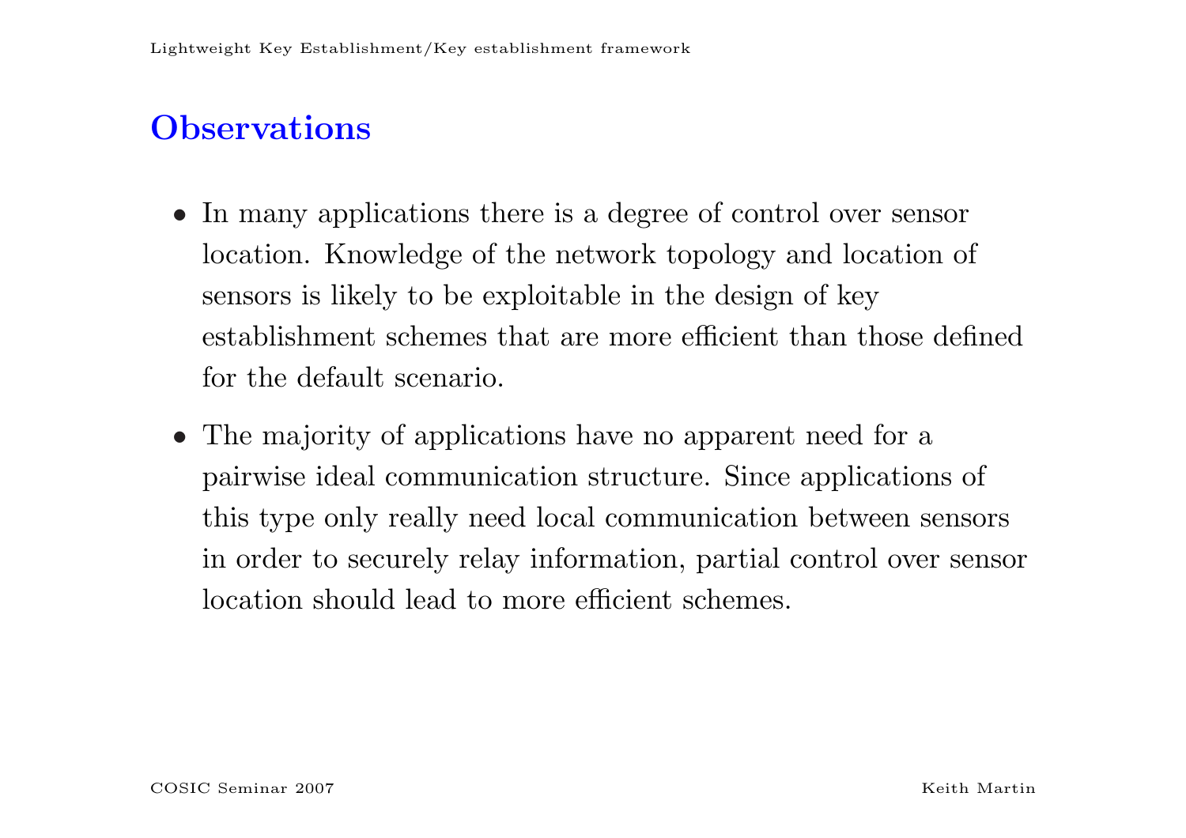# Observations

- In many applications there is a degree of control over sensor location. Knowledge of the network topology and location of sensors is likely to be exploitable in the design of key establishment schemes that are more efficient than those defined for the default scenario.

- The majority of applications have no apparent need for a pairwise ideal communication structure. Since applications of this type only really need local communication between sensors in order to securely relay information, partial control over sensor location should lead to more efficient schemes.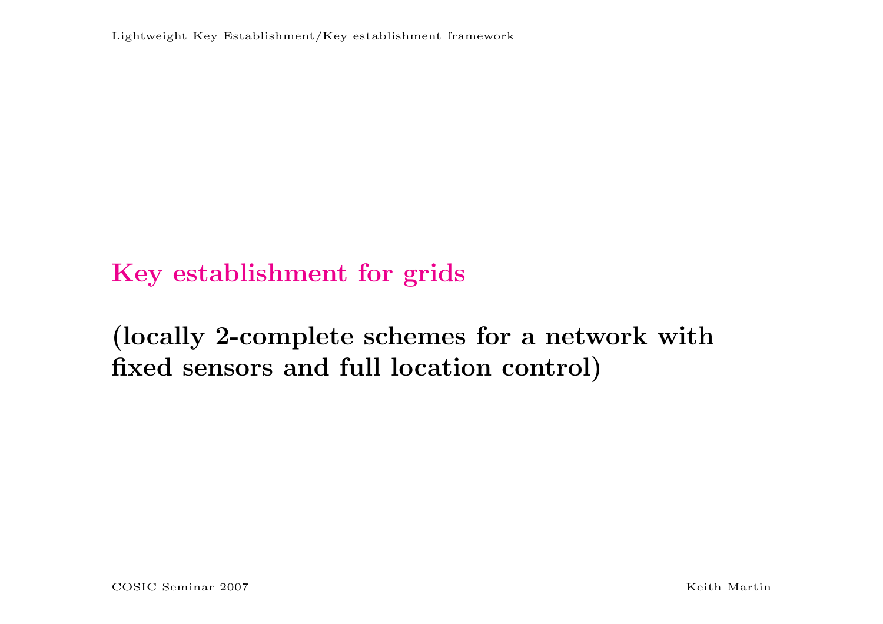# Key establishment for grids

## (locally 2-complete schemes for a network with fixed sensors and full location control)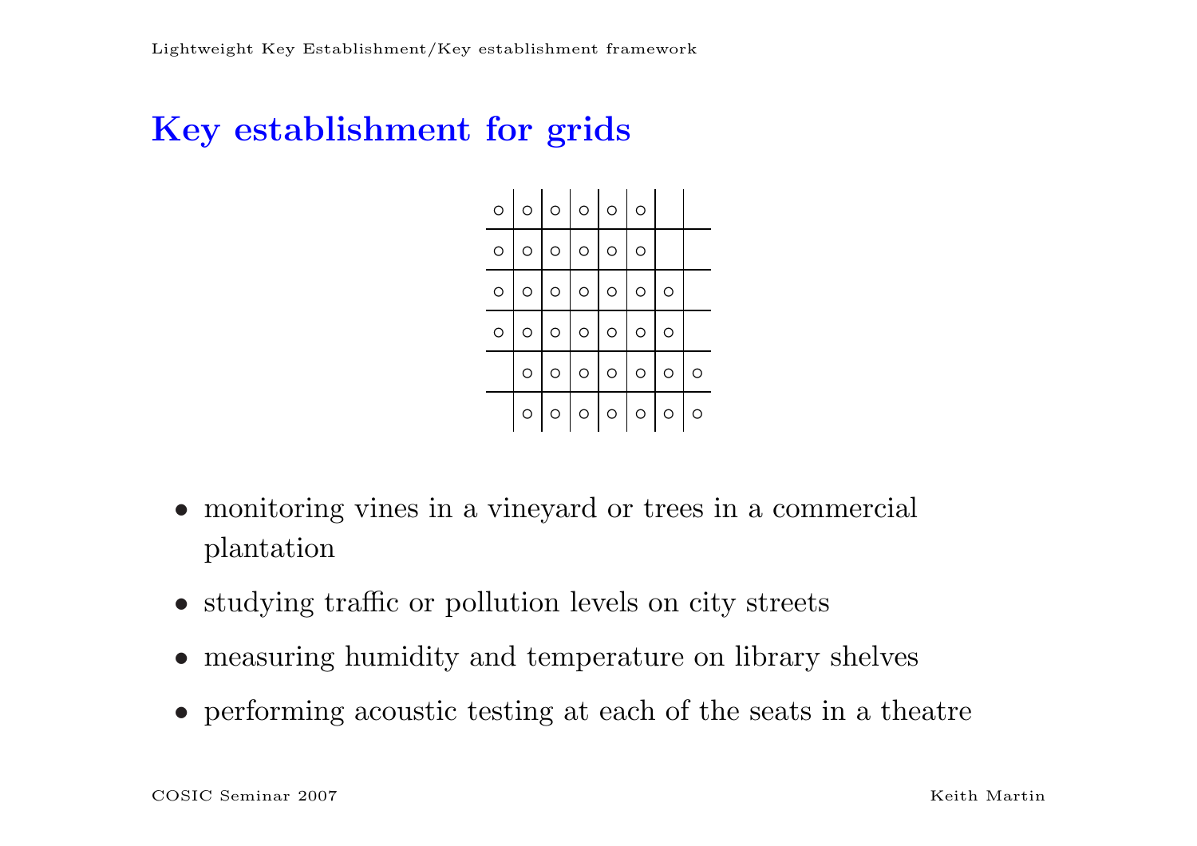# Key establishment for grids

- monitoring vines in a vineyard or trees in a commercial plantation
- studying traffic or pollution levels on city streets
- measuring humidity and temperature on library shelves
- performing acoustic testing at each of the seats in a theatre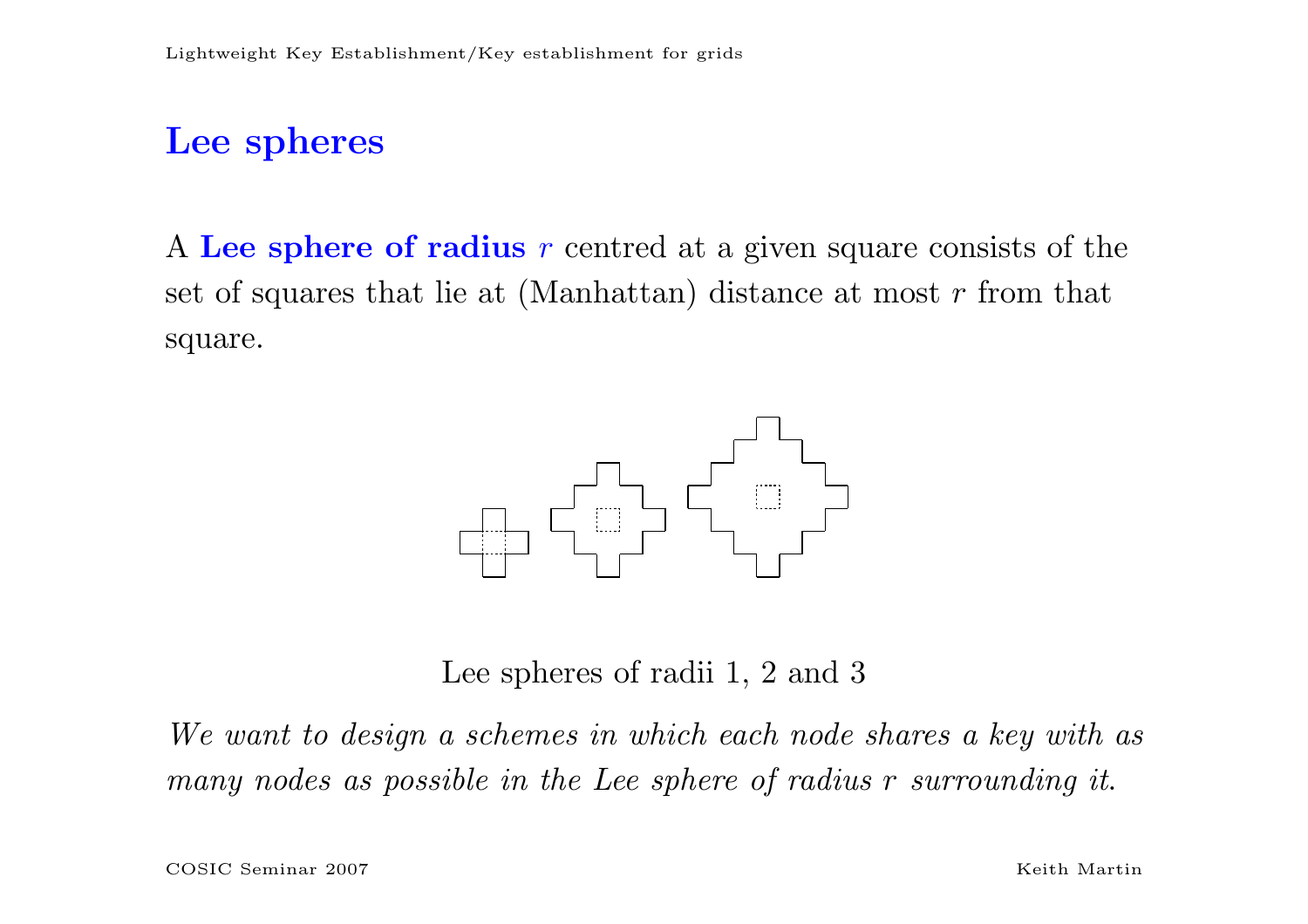# Lee spheres

A **Lee sphere of radius** $r$ centred at a given square consists of the set of squares that lie at (Manhattan) distance at most $r$ from that square.

Lee spheres of radii 1, 2 and 3

*We want to design a schemes in which each node shares a key with as many nodes as possible in the Lee sphere of radius* $r$ *surrounding it.*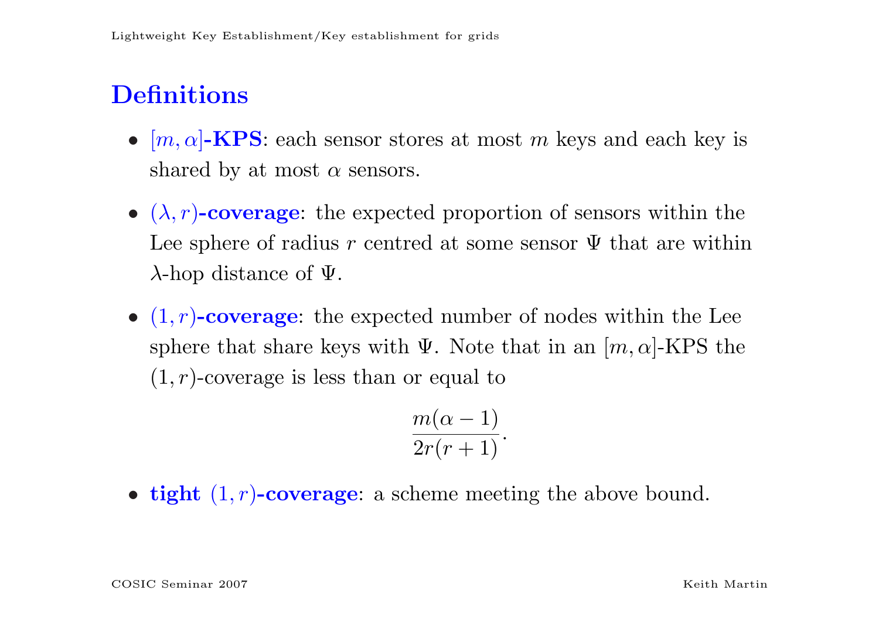## Definitions

- **$[m, \alpha]$-KPS**: each sensor stores at most $m$ keys and each key is shared by at most $\alpha$ sensors.
- **$(\lambda, r)$-coverage**: the expected proportion of sensors within the Lee sphere of radius $r$ centred at some sensor $\Psi$ that are within $\lambda$-hop distance of $\Psi$.
- **$(1, r)$-coverage**: the expected number of nodes within the Lee sphere that share keys with $\Psi$. Note that in an $[m, \alpha]$-KPS the $(1, r)$-coverage is less than or equal to

$$\frac{m(\alpha - 1)}{2r(r+1)}.$$

- **tight $(1, r)$-coverage**: a scheme meeting the above bound.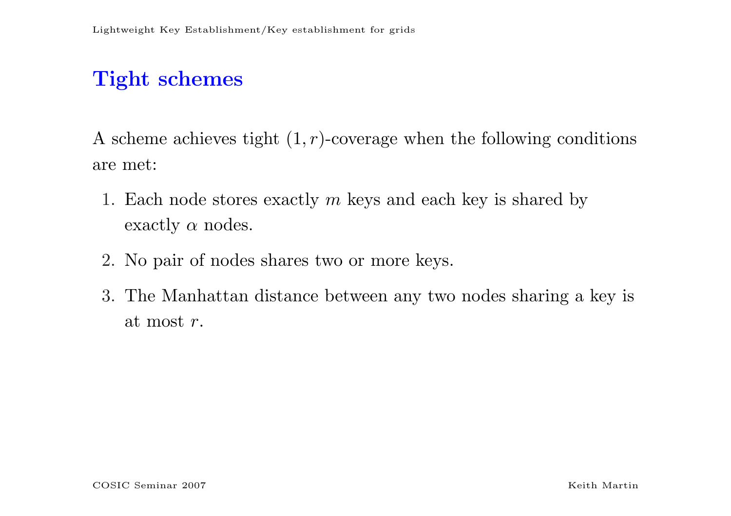# Tight schemes

A scheme achieves tight $(1, r)$-coverage when the following conditions are met:

1. Each node stores exactly $m$ keys and each key is shared by exactly $\alpha$ nodes.
2. No pair of nodes shares two or more keys.
3. The Manhattan distance between any two nodes sharing a key is at most $r$.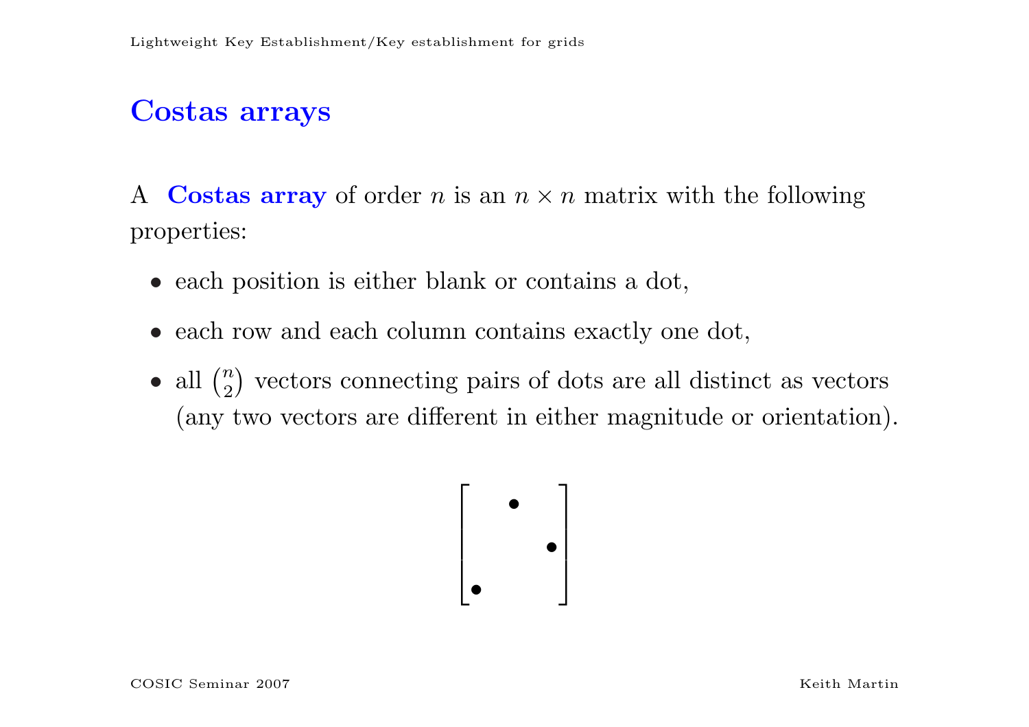# Costas arrays

A **Costas array** of order $n$ is an $n \times n$ matrix with the following properties:

- each position is either blank or contains a dot,
- each row and each column contains exactly one dot,
- all $\binom{n}{2}$ vectors connecting pairs of dots are all distinct as vectors (any two vectors are different in either magnitude or orientation).

$$\begin{bmatrix} & \bullet & \\ & & \bullet \\ \bullet & & \end{bmatrix}$$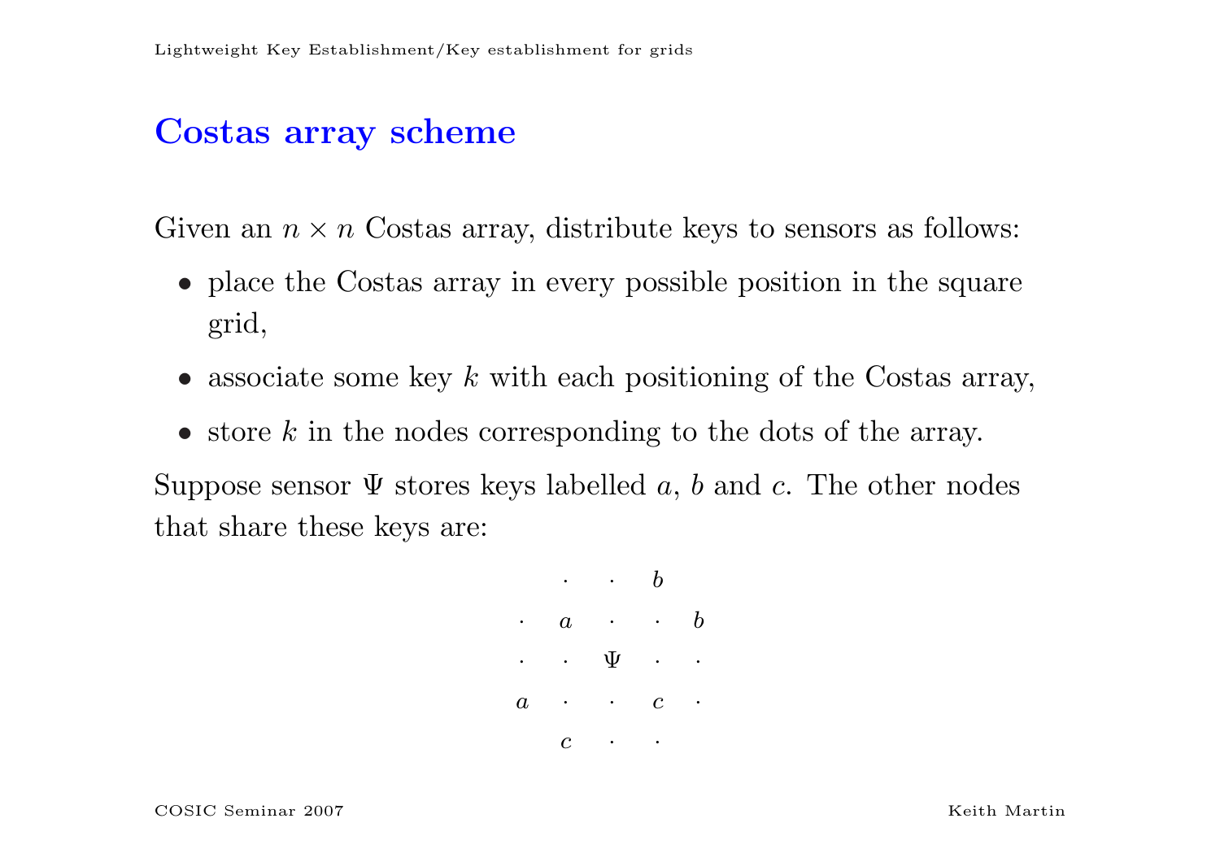# Costas array scheme

Given an $n \times n$ Costas array, distribute keys to sensors as follows:

- place the Costas array in every possible position in the square grid,
- associate some key $k$ with each positioning of the Costas array,
- store $k$ in the nodes corresponding to the dots of the array.

Suppose sensor $\Psi$ stores keys labelled $a$, $b$ and $c$. The other nodes that share these keys are:

$$
\begin{array}{ccccc}
 & \cdot & \cdot & b & \\
\cdot & a & \cdot & \cdot & b \\
\cdot & \cdot & \Psi & \cdot & \cdot \\
a & \cdot & \cdot & c & \cdot \\
 & c & \cdot & \cdot & 
\end{array}
$$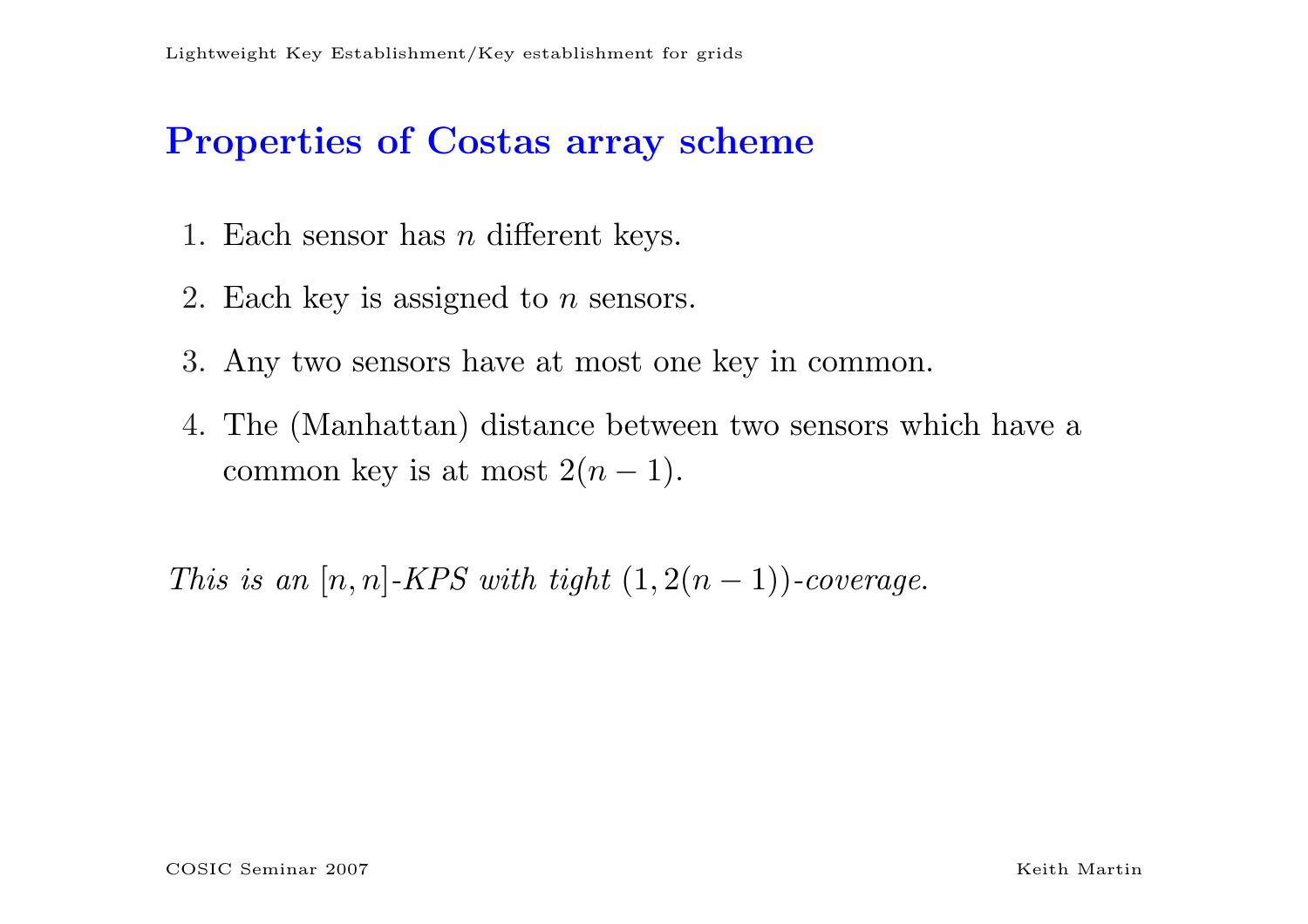## Properties of Costas array scheme

1. Each sensor has $n$ different keys.
2. Each key is assigned to $n$ sensors.
3. Any two sensors have at most one key in common.
4. The (Manhattan) distance between two sensors which have a common key is at most $2(n-1)$.

*This is an* $[n, n]$*-KPS with tight* $(1, 2(n-1))$*-coverage.*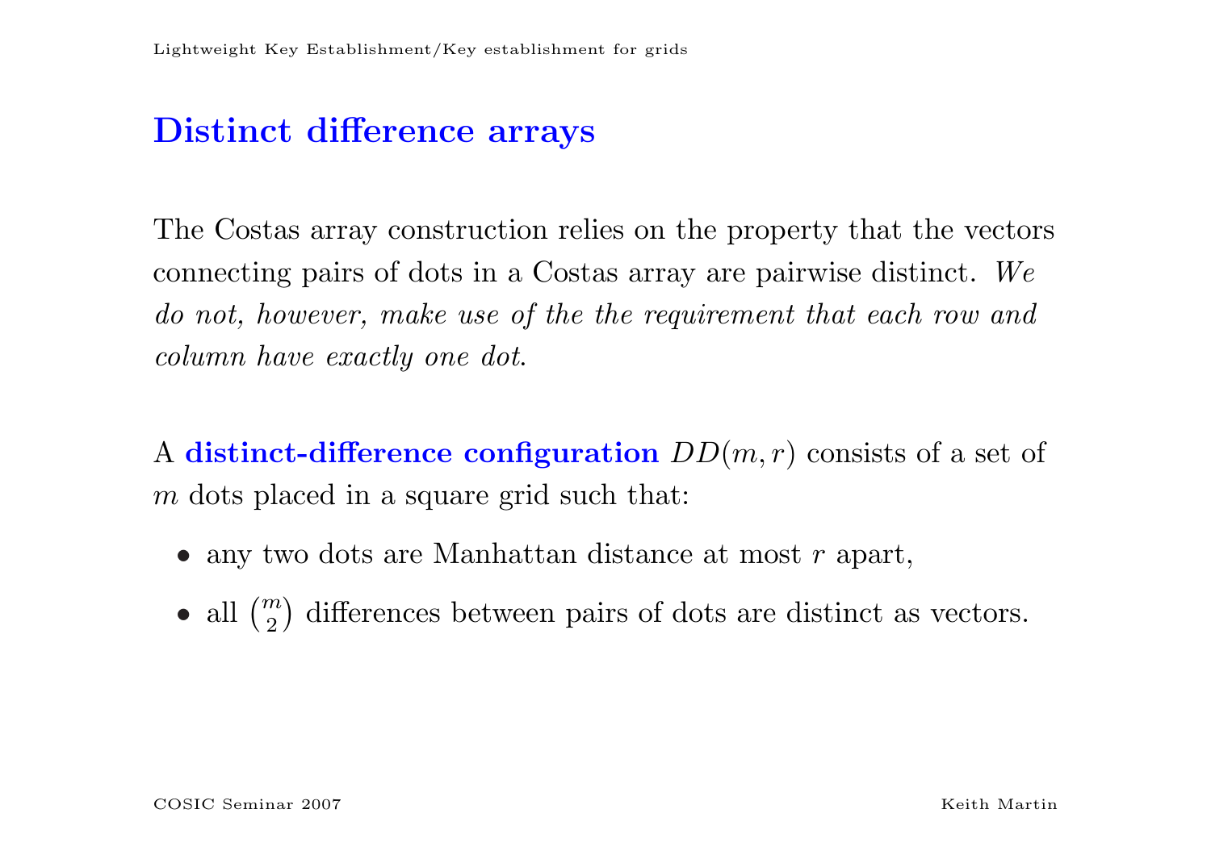## Distinct difference arrays

The Costas array construction relies on the property that the vectors connecting pairs of dots in a Costas array are pairwise distinct. *We do not, however, make use of the the requirement that each row and column have exactly one dot.*

A **distinct-difference configuration** $DD(m, r)$ consists of a set of $m$ dots placed in a square grid such that:

- any two dots are Manhattan distance at most $r$ apart,
- all $\binom{m}{2}$ differences between pairs of dots are distinct as vectors.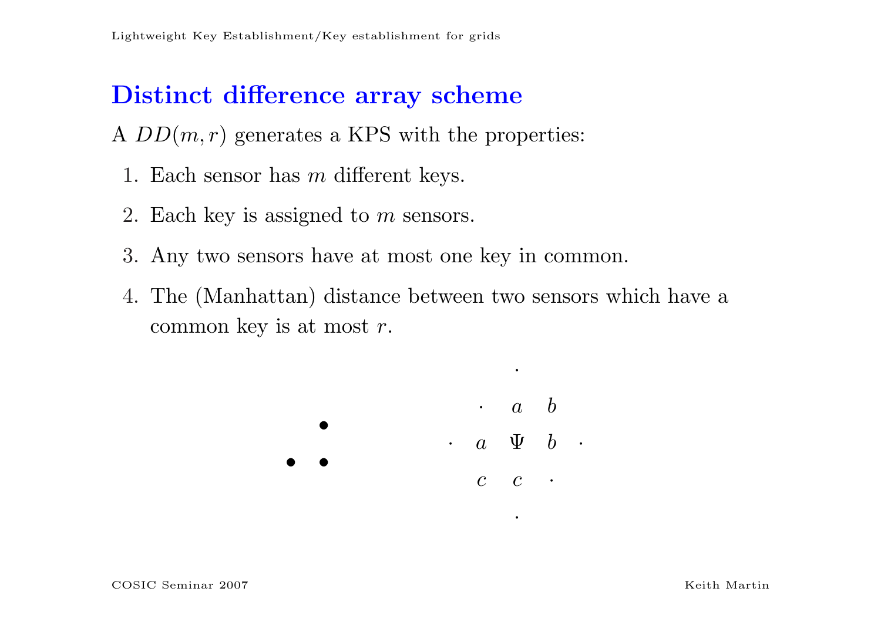## Distinct difference array scheme

A $DD(m, r)$ generates a KPS with the properties:

1. Each sensor has $m$ different keys.
2. Each key is assigned to $m$ sensors.
3. Any two sensors have at most one key in common.
4. The (Manhattan) distance between two sensors which have a common key is at most $r$.

$$
\begin{array}{ccc}
 & \bullet \\
\bullet & \bullet
\end{array}
\qquad\qquad
\begin{array}{ccccc}
 & & \cdot & & \\
 & \cdot & a & b & \\
\cdot & a & \Psi & b & \cdot \\
 & c & c & \cdot & \\
 & & \cdot & &
\end{array}
$$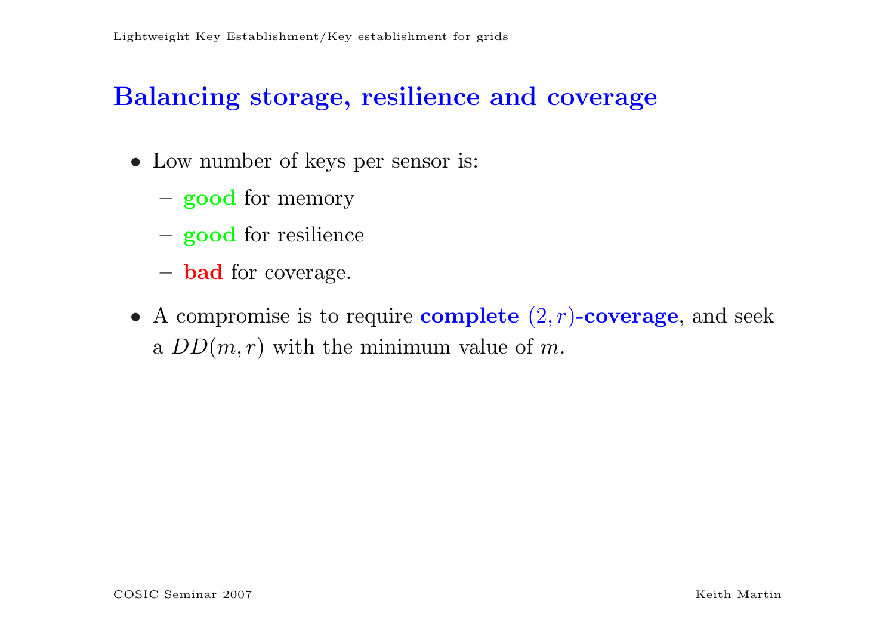## Balancing storage, resilience and coverage

- Low number of keys per sensor is:
  - **good** for memory
  - **good** for resilience
  - **bad** for coverage.
- A compromise is to require **complete $(2, r)$-coverage**, and seek a $DD(m, r)$ with the minimum value of $m$.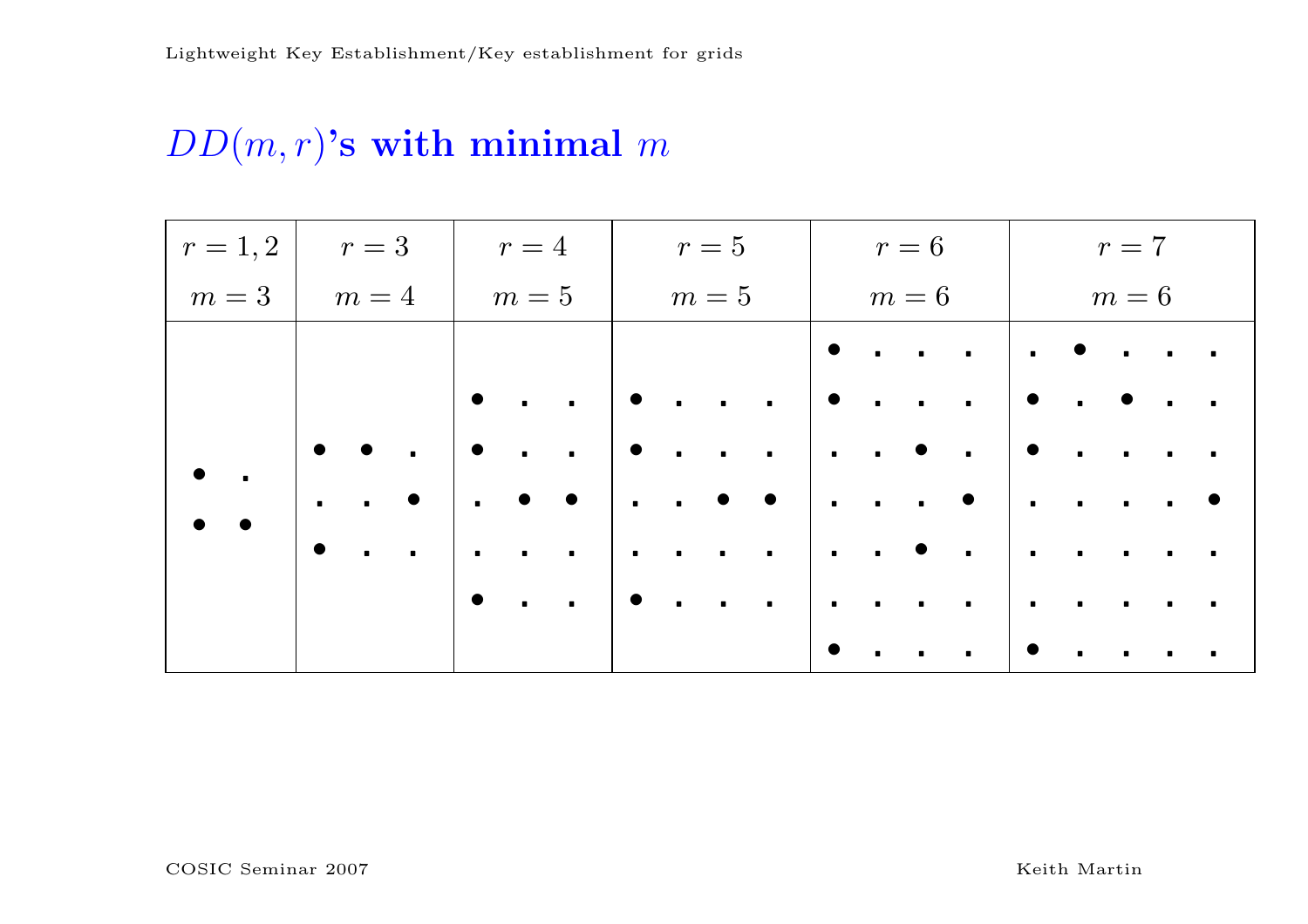## $DD(m,r)$'s with minimal $m$

| $r = 1,2$ | $r = 3$ | $r = 4$ | $r = 5$ | $r = 6$ | $r = 7$ |
|---|---|---|---|---|---|
| $m = 3$ | $m = 4$ | $m = 5$ | $m = 5$ | $m = 6$ | $m = 6$ |
| ● ·<br>● ● | ● ● ·<br>· · ●<br>● · · | ● · ·<br>● · ·<br>· ● ●<br>· · ·<br>● · · | ● · · ·<br>● · · ·<br>· · ● ●<br>· · · ·<br>● · · · | ● · · ·<br>● · · ·<br>· · ● ·<br>· · · ●<br>· · ● ·<br>· · · ·<br>● · · · | · ● · · ·<br>● · ● · ·<br>● · · · ·<br>· · · · ●<br>· · · · ·<br>· · · · ·<br>● · · · · |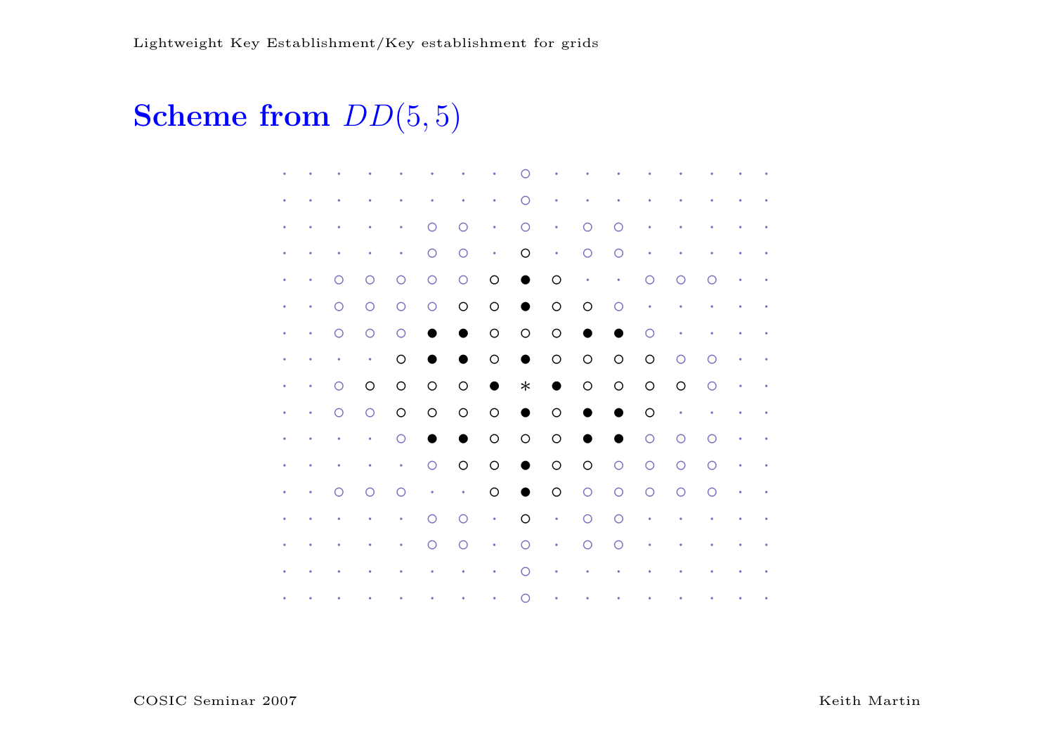# Scheme from $DD(5, 5)$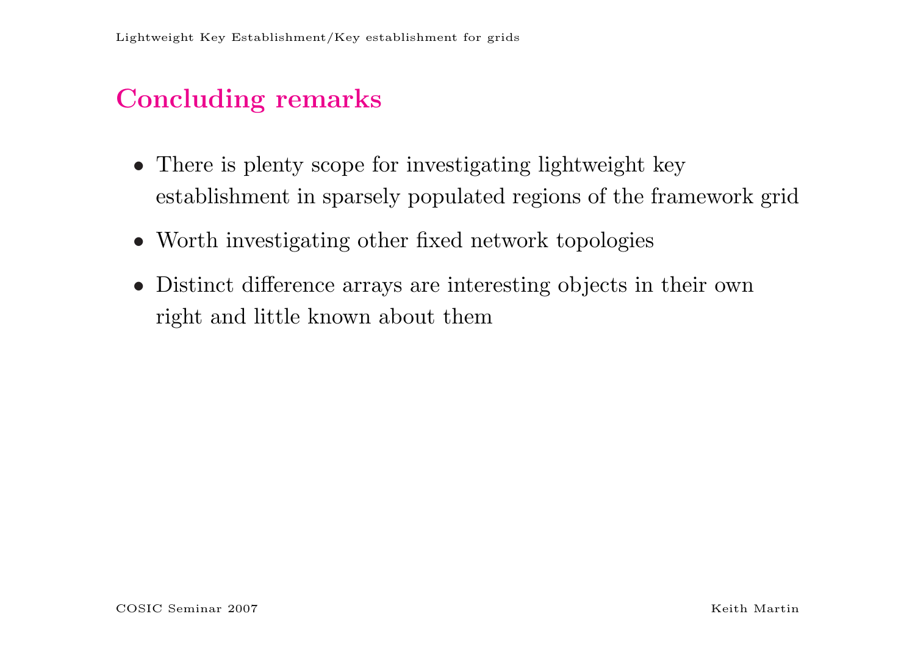# Concluding remarks

- There is plenty scope for investigating lightweight key establishment in sparsely populated regions of the framework grid
- Worth investigating other fixed network topologies
- Distinct difference arrays are interesting objects in their own right and little known about them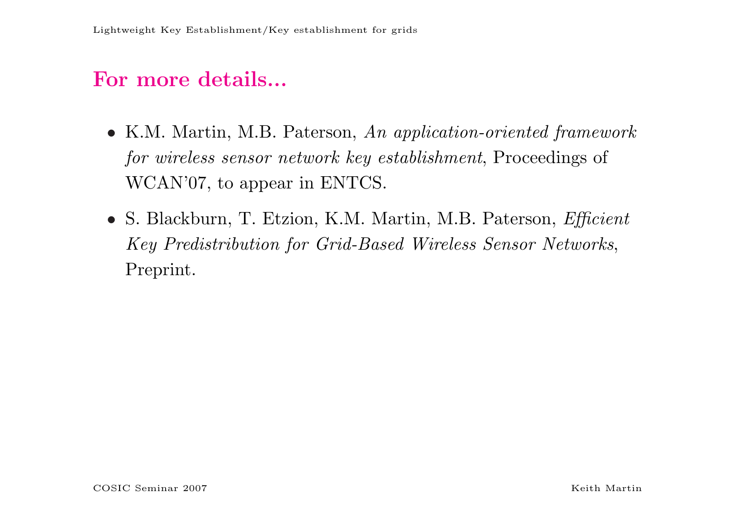## For more details...

- K.M. Martin, M.B. Paterson, *An application-oriented framework for wireless sensor network key establishment*, Proceedings of WCAN'07, to appear in ENTCS.
- S. Blackburn, T. Etzion, K.M. Martin, M.B. Paterson, *Efficient Key Predistribution for Grid-Based Wireless Sensor Networks*, Preprint.